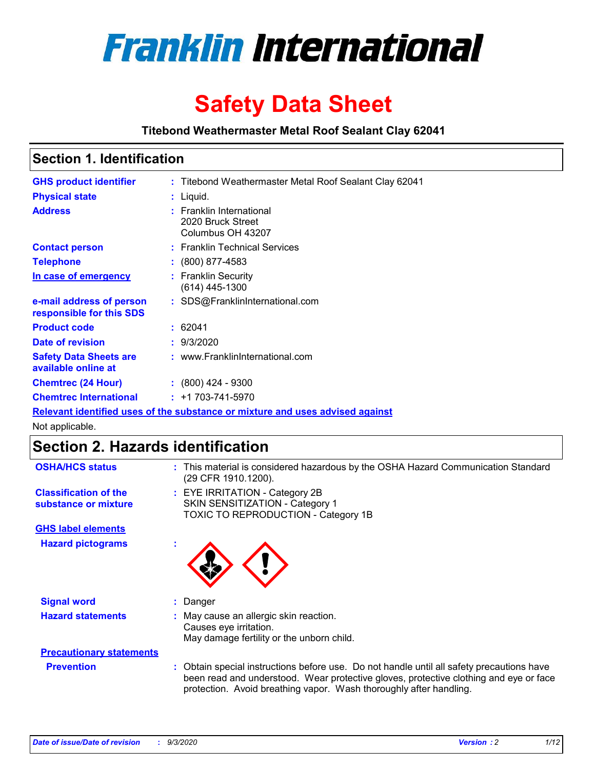# Franklin International

# Safety Data Sheet

**Titebond Weathermaster Metal Roof Sealant Clay 62041**

## Section 1. Identification

| | | |
|---|---|---|
| **GHS product identifier** | : | Titebond Weathermaster Metal Roof Sealant Clay 62041 |
| **Physical state** | : | Liquid. |
| **Address** | : | Franklin International<br>2020 Bruck Street<br>Columbus OH 43207 |
| **Contact person** | : | Franklin Technical Services |
| **Telephone** | : | (800) 877-4583 |
| **In case of emergency** | : | Franklin Security<br>(614) 445-1300 |
| **e-mail address of person responsible for this SDS** | : | SDS@FranklinInternational.com |
| **Product code** | : | 62041 |
| **Date of revision** | : | 9/3/2020 |
| **Safety Data Sheets are available online at** | : | www.FranklinInternational.com |
| **Chemtrec (24 Hour)** | : | (800) 424 - 9300 |
| **Chemtrec International** | : | +1 703-741-5970 |

**Relevant identified uses of the substance or mixture and uses advised against**

Not applicable.

## Section 2. Hazards identification

| | | |
|---|---|---|
| **OSHA/HCS status** | : | This material is considered hazardous by the OSHA Hazard Communication Standard (29 CFR 1910.1200). |
| **Classification of the substance or mixture** | : | EYE IRRITATION - Category 2B<br>SKIN SENSITIZATION - Category 1<br>TOXIC TO REPRODUCTION - Category 1B |

**GHS label elements**

| | | |
|---|---|---|
| **Hazard pictograms** | : | |
| **Signal word** | : | Danger |
| **Hazard statements** | : | May cause an allergic skin reaction.<br>Causes eye irritation.<br>May damage fertility or the unborn child. |

**Precautionary statements**

| | | |
|---|---|---|
| **Prevention** | : | Obtain special instructions before use. Do not handle until all safety precautions have been read and understood. Wear protective gloves, protective clothing and eye or face protection. Avoid breathing vapor. Wash thoroughly after handling. |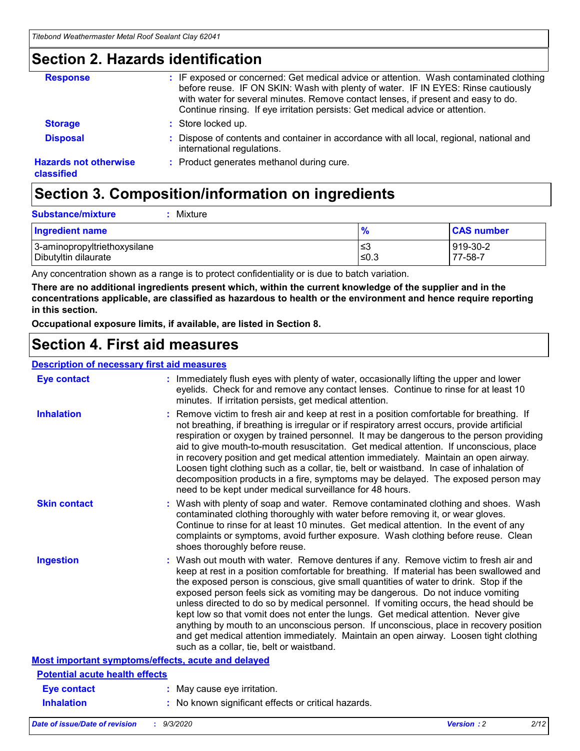## Section 2. Hazards identification

| | |
|---|---|
| **Response** | : IF exposed or concerned: Get medical advice or attention. Wash contaminated clothing before reuse. IF ON SKIN: Wash with plenty of water. IF IN EYES: Rinse cautiously with water for several minutes. Remove contact lenses, if present and easy to do. Continue rinsing. If eye irritation persists: Get medical advice or attention. |
| **Storage** | : Store locked up. |
| **Disposal** | : Dispose of contents and container in accordance with all local, regional, national and international regulations. |
| **Hazards not otherwise classified** | : Product generates methanol during cure. |

## Section 3. Composition/information on ingredients

**Substance/mixture** : Mixture

| Ingredient name | % | CAS number |
|---|---|---|
| 3-aminopropyltriethoxysilane | ≤3 | 919-30-2 |
| Dibutyltin dilaurate | ≤0.3 | 77-58-7 |

Any concentration shown as a range is to protect confidentiality or is due to batch variation.

**There are no additional ingredients present which, within the current knowledge of the supplier and in the concentrations applicable, are classified as hazardous to health or the environment and hence require reporting in this section.**

**Occupational exposure limits, if available, are listed in Section 8.**

## Section 4. First aid measures

### Description of necessary first aid measures

| | |
|---|---|
| **Eye contact** | : Immediately flush eyes with plenty of water, occasionally lifting the upper and lower eyelids. Check for and remove any contact lenses. Continue to rinse for at least 10 minutes. If irritation persists, get medical attention. |
| **Inhalation** | : Remove victim to fresh air and keep at rest in a position comfortable for breathing. If not breathing, if breathing is irregular or if respiratory arrest occurs, provide artificial respiration or oxygen by trained personnel. It may be dangerous to the person providing aid to give mouth-to-mouth resuscitation. Get medical attention. If unconscious, place in recovery position and get medical attention immediately. Maintain an open airway. Loosen tight clothing such as a collar, tie, belt or waistband. In case of inhalation of decomposition products in a fire, symptoms may be delayed. The exposed person may need to be kept under medical surveillance for 48 hours. |
| **Skin contact** | : Wash with plenty of soap and water. Remove contaminated clothing and shoes. Wash contaminated clothing thoroughly with water before removing it, or wear gloves. Continue to rinse for at least 10 minutes. Get medical attention. In the event of any complaints or symptoms, avoid further exposure. Wash clothing before reuse. Clean shoes thoroughly before reuse. |
| **Ingestion** | : Wash out mouth with water. Remove dentures if any. Remove victim to fresh air and keep at rest in a position comfortable for breathing. If material has been swallowed and the exposed person is conscious, give small quantities of water to drink. Stop if the exposed person feels sick as vomiting may be dangerous. Do not induce vomiting unless directed to do so by medical personnel. If vomiting occurs, the head should be kept low so that vomit does not enter the lungs. Get medical attention. Never give anything by mouth to an unconscious person. If unconscious, place in recovery position and get medical attention immediately. Maintain an open airway. Loosen tight clothing such as a collar, tie, belt or waistband. |

### Most important symptoms/effects, acute and delayed

#### Potential acute health effects

| | |
|---|---|
| **Eye contact** | : May cause eye irritation. |
| **Inhalation** | : No known significant effects or critical hazards. |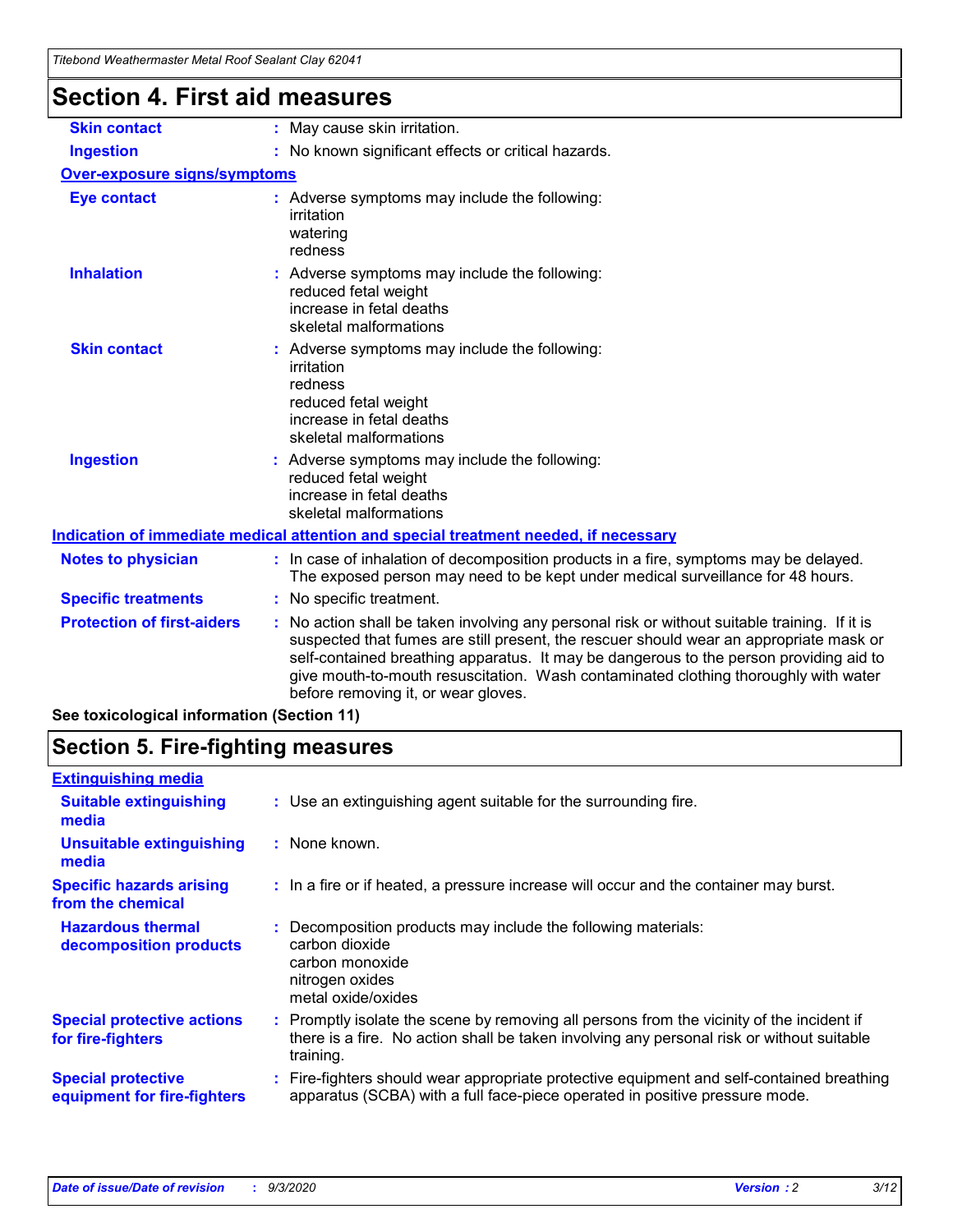# Section 4. First aid measures

| | |
|---|---|
| **Skin contact** | : May cause skin irritation. |
| **Ingestion** | : No known significant effects or critical hazards. |

**Over-exposure signs/symptoms**

| | |
|---|---|
| **Eye contact** | : Adverse symptoms may include the following:<br>irritation<br>watering<br>redness |
| **Inhalation** | : Adverse symptoms may include the following:<br>reduced fetal weight<br>increase in fetal deaths<br>skeletal malformations |
| **Skin contact** | : Adverse symptoms may include the following:<br>irritation<br>redness<br>reduced fetal weight<br>increase in fetal deaths<br>skeletal malformations |
| **Ingestion** | : Adverse symptoms may include the following:<br>reduced fetal weight<br>increase in fetal deaths<br>skeletal malformations |

**Indication of immediate medical attention and special treatment needed, if necessary**

| | |
|---|---|
| **Notes to physician** | : In case of inhalation of decomposition products in a fire, symptoms may be delayed. The exposed person may need to be kept under medical surveillance for 48 hours. |
| **Specific treatments** | : No specific treatment. |
| **Protection of first-aiders** | : No action shall be taken involving any personal risk or without suitable training. If it is suspected that fumes are still present, the rescuer should wear an appropriate mask or self-contained breathing apparatus. It may be dangerous to the person providing aid to give mouth-to-mouth resuscitation. Wash contaminated clothing thoroughly with water before removing it, or wear gloves. |

**See toxicological information (Section 11)**

# Section 5. Fire-fighting measures

**Extinguishing media**

| | |
|---|---|
| **Suitable extinguishing media** | : Use an extinguishing agent suitable for the surrounding fire. |
| **Unsuitable extinguishing media** | : None known. |
| **Specific hazards arising from the chemical** | : In a fire or if heated, a pressure increase will occur and the container may burst. |
| **Hazardous thermal decomposition products** | : Decomposition products may include the following materials:<br>carbon dioxide<br>carbon monoxide<br>nitrogen oxides<br>metal oxide/oxides |
| **Special protective actions for fire-fighters** | : Promptly isolate the scene by removing all persons from the vicinity of the incident if there is a fire. No action shall be taken involving any personal risk or without suitable training. |
| **Special protective equipment for fire-fighters** | : Fire-fighters should wear appropriate protective equipment and self-contained breathing apparatus (SCBA) with a full face-piece operated in positive pressure mode. |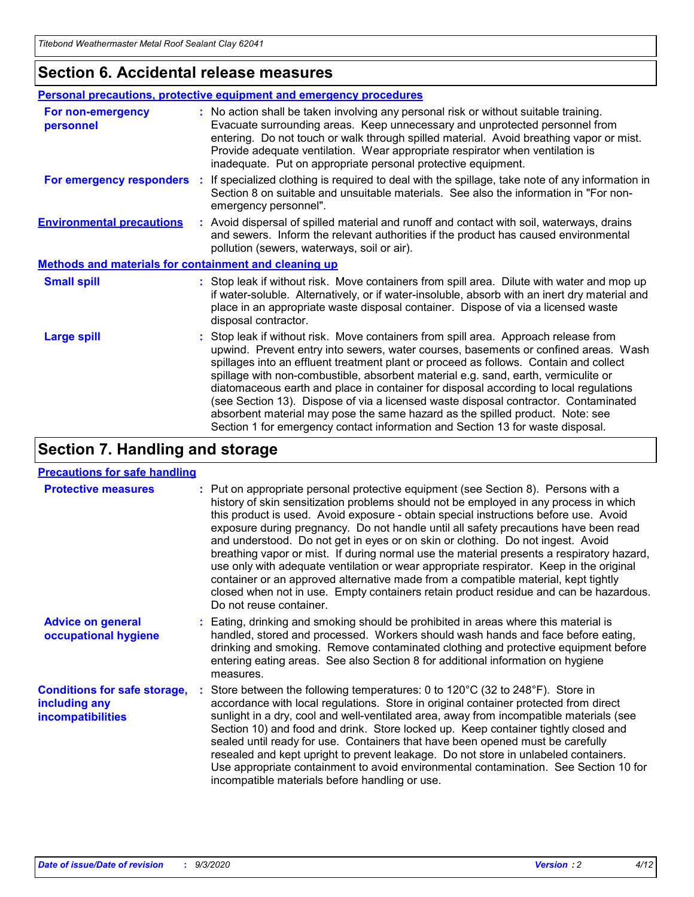## Section 6. Accidental release measures

### Personal precautions, protective equipment and emergency procedures

**For non-emergency personnel** : No action shall be taken involving any personal risk or without suitable training. Evacuate surrounding areas. Keep unnecessary and unprotected personnel from entering. Do not touch or walk through spilled material. Avoid breathing vapor or mist. Provide adequate ventilation. Wear appropriate respirator when ventilation is inadequate. Put on appropriate personal protective equipment.

**For emergency responders** : If specialized clothing is required to deal with the spillage, take note of any information in Section 8 on suitable and unsuitable materials. See also the information in "For non-emergency personnel".

**Environmental precautions** : Avoid dispersal of spilled material and runoff and contact with soil, waterways, drains and sewers. Inform the relevant authorities if the product has caused environmental pollution (sewers, waterways, soil or air).

### Methods and materials for containment and cleaning up

**Small spill** : Stop leak if without risk. Move containers from spill area. Dilute with water and mop up if water-soluble. Alternatively, or if water-insoluble, absorb with an inert dry material and place in an appropriate waste disposal container. Dispose of via a licensed waste disposal contractor.

**Large spill** : Stop leak if without risk. Move containers from spill area. Approach release from upwind. Prevent entry into sewers, water courses, basements or confined areas. Wash spillages into an effluent treatment plant or proceed as follows. Contain and collect spillage with non-combustible, absorbent material e.g. sand, earth, vermiculite or diatomaceous earth and place in container for disposal according to local regulations (see Section 13). Dispose of via a licensed waste disposal contractor. Contaminated absorbent material may pose the same hazard as the spilled product. Note: see Section 1 for emergency contact information and Section 13 for waste disposal.

## Section 7. Handling and storage

### Precautions for safe handling

**Protective measures** : Put on appropriate personal protective equipment (see Section 8). Persons with a history of skin sensitization problems should not be employed in any process in which this product is used. Avoid exposure - obtain special instructions before use. Avoid exposure during pregnancy. Do not handle until all safety precautions have been read and understood. Do not get in eyes or on skin or clothing. Do not ingest. Avoid breathing vapor or mist. If during normal use the material presents a respiratory hazard, use only with adequate ventilation or wear appropriate respirator. Keep in the original container or an approved alternative made from a compatible material, kept tightly closed when not in use. Empty containers retain product residue and can be hazardous. Do not reuse container.

**Advice on general occupational hygiene** : Eating, drinking and smoking should be prohibited in areas where this material is handled, stored and processed. Workers should wash hands and face before eating, drinking and smoking. Remove contaminated clothing and protective equipment before entering eating areas. See also Section 8 for additional information on hygiene measures.

**Conditions for safe storage, including any incompatibilities** : Store between the following temperatures: 0 to 120°C (32 to 248°F). Store in accordance with local regulations. Store in original container protected from direct sunlight in a dry, cool and well-ventilated area, away from incompatible materials (see Section 10) and food and drink. Store locked up. Keep container tightly closed and sealed until ready for use. Containers that have been opened must be carefully resealed and kept upright to prevent leakage. Do not store in unlabeled containers. Use appropriate containment to avoid environmental contamination. See Section 10 for incompatible materials before handling or use.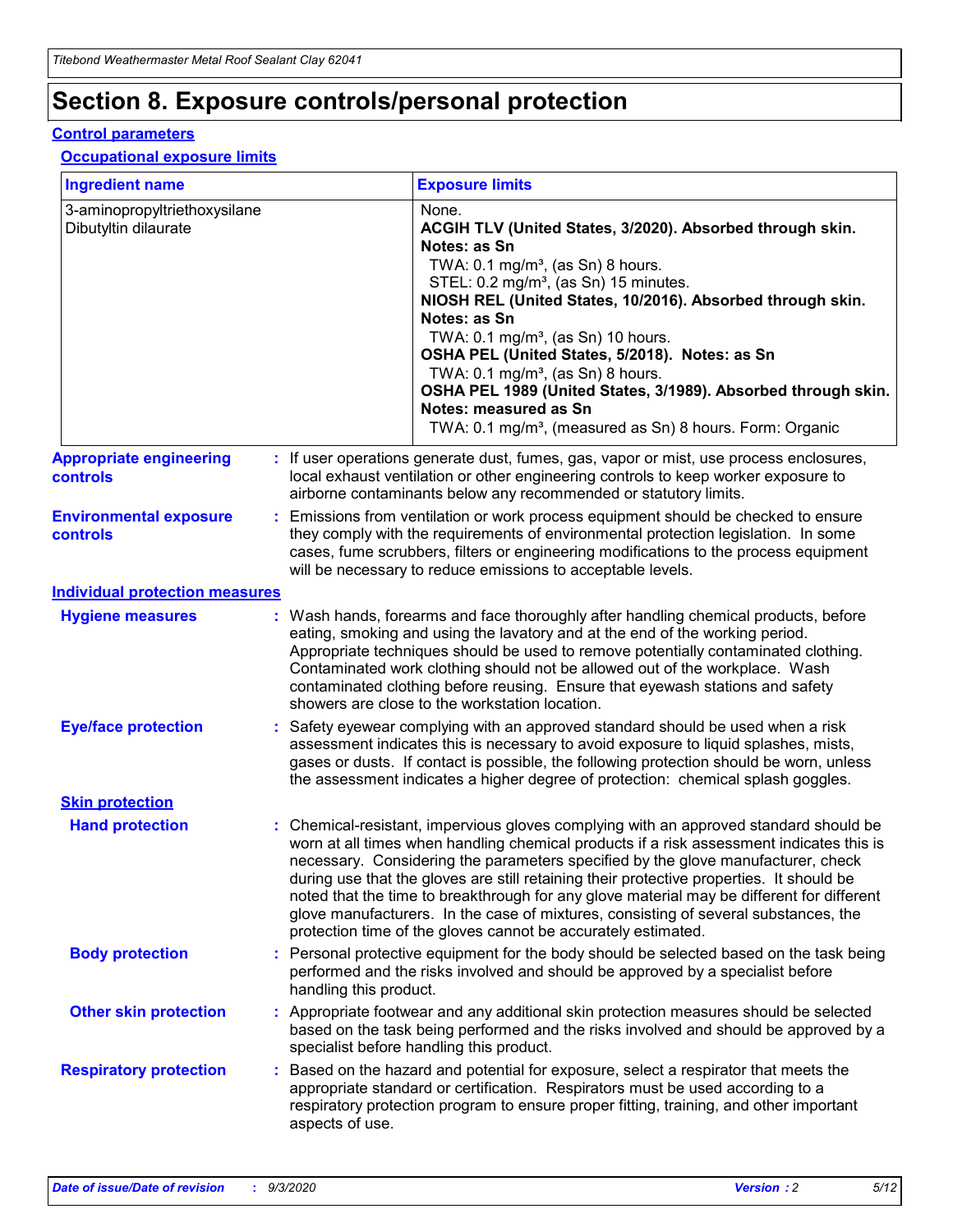# Section 8. Exposure controls/personal protection

## Control parameters

### Occupational exposure limits

| Ingredient name | Exposure limits |
|---|---|
| 3-aminopropyltriethoxysilane | None. |
| Dibutyltin dilaurate | **ACGIH TLV (United States, 3/2020). Absorbed through skin. Notes: as Sn**<br>TWA: 0.1 mg/m³, (as Sn) 8 hours.<br>STEL: 0.2 mg/m³, (as Sn) 15 minutes.<br>**NIOSH REL (United States, 10/2016). Absorbed through skin. Notes: as Sn**<br>TWA: 0.1 mg/m³, (as Sn) 10 hours.<br>**OSHA PEL (United States, 5/2018). Notes: as Sn**<br>TWA: 0.1 mg/m³, (as Sn) 8 hours.<br>**OSHA PEL 1989 (United States, 3/1989). Absorbed through skin. Notes: measured as Sn**<br>TWA: 0.1 mg/m³, (measured as Sn) 8 hours. Form: Organic |

**Appropriate engineering controls** : If user operations generate dust, fumes, gas, vapor or mist, use process enclosures, local exhaust ventilation or other engineering controls to keep worker exposure to airborne contaminants below any recommended or statutory limits.

**Environmental exposure controls** : Emissions from ventilation or work process equipment should be checked to ensure they comply with the requirements of environmental protection legislation. In some cases, fume scrubbers, filters or engineering modifications to the process equipment will be necessary to reduce emissions to acceptable levels.

## Individual protection measures

**Hygiene measures** : Wash hands, forearms and face thoroughly after handling chemical products, before eating, smoking and using the lavatory and at the end of the working period. Appropriate techniques should be used to remove potentially contaminated clothing. Contaminated work clothing should not be allowed out of the workplace. Wash contaminated clothing before reusing. Ensure that eyewash stations and safety showers are close to the workstation location.

**Eye/face protection** : Safety eyewear complying with an approved standard should be used when a risk assessment indicates this is necessary to avoid exposure to liquid splashes, mists, gases or dusts. If contact is possible, the following protection should be worn, unless the assessment indicates a higher degree of protection: chemical splash goggles.

### Skin protection

**Hand protection** : Chemical-resistant, impervious gloves complying with an approved standard should be worn at all times when handling chemical products if a risk assessment indicates this is necessary. Considering the parameters specified by the glove manufacturer, check during use that the gloves are still retaining their protective properties. It should be noted that the time to breakthrough for any glove material may be different for different glove manufacturers. In the case of mixtures, consisting of several substances, the protection time of the gloves cannot be accurately estimated.

**Body protection** : Personal protective equipment for the body should be selected based on the task being performed and the risks involved and should be approved by a specialist before handling this product.

**Other skin protection** : Appropriate footwear and any additional skin protection measures should be selected based on the task being performed and the risks involved and should be approved by a specialist before handling this product.

**Respiratory protection** : Based on the hazard and potential for exposure, select a respirator that meets the appropriate standard or certification. Respirators must be used according to a respiratory protection program to ensure proper fitting, training, and other important aspects of use.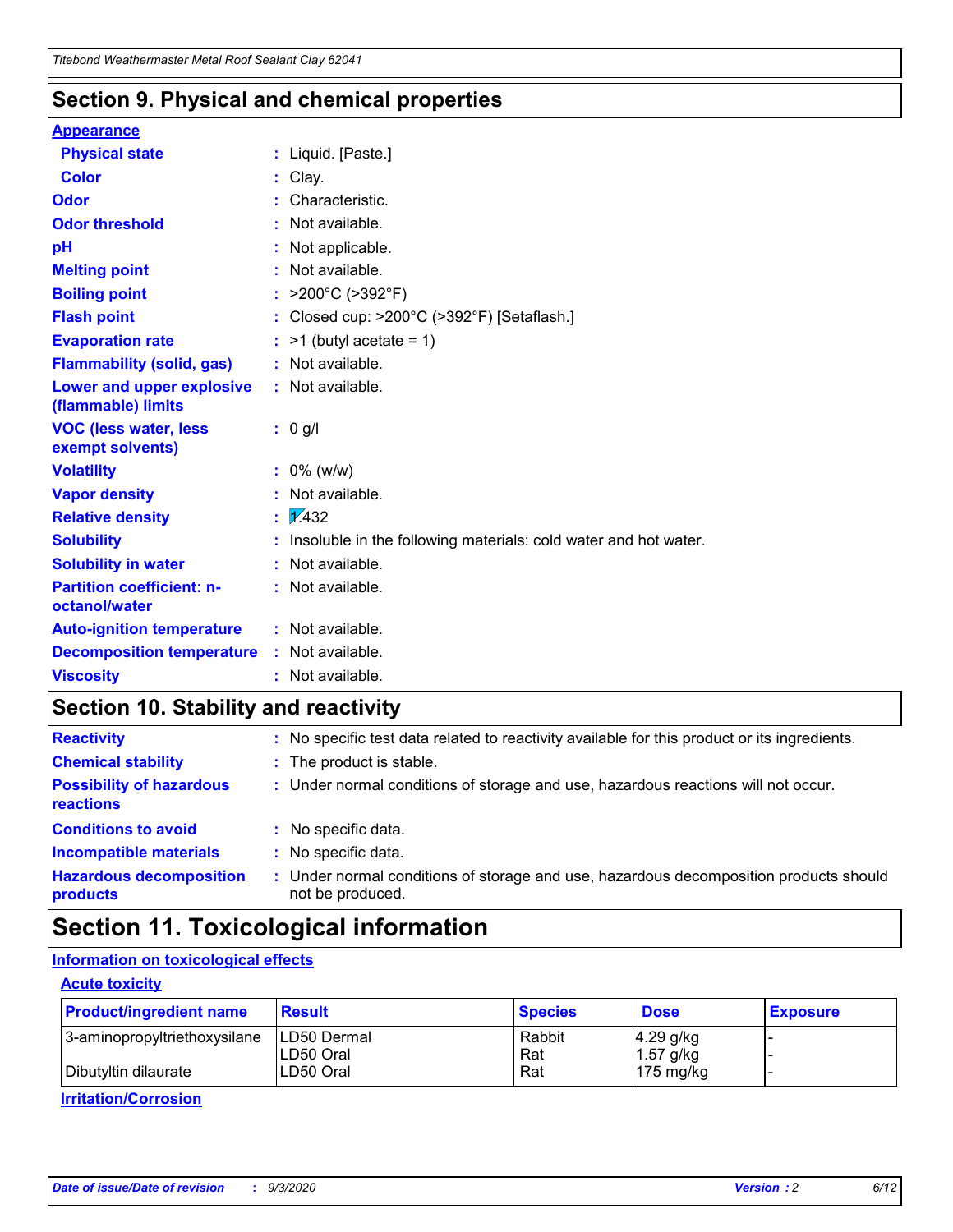## Section 9. Physical and chemical properties

**Appearance**

| | | |
|---|---|---|
| **Physical state** | : | Liquid. [Paste.] |
| **Color** | : | Clay. |
| **Odor** | : | Characteristic. |
| **Odor threshold** | : | Not available. |
| **pH** | : | Not applicable. |
| **Melting point** | : | Not available. |
| **Boiling point** | : | >200°C (>392°F) |
| **Flash point** | : | Closed cup: >200°C (>392°F) [Setaflash.] |
| **Evaporation rate** | : | >1 (butyl acetate = 1) |
| **Flammability (solid, gas)** | : | Not available. |
| **Lower and upper explosive (flammable) limits** | : | Not available. |
| **VOC (less water, less exempt solvents)** | : | 0 g/l |
| **Volatility** | : | 0% (w/w) |
| **Vapor density** | : | Not available. |
| **Relative density** | : | 1.432 |
| **Solubility** | : | Insoluble in the following materials: cold water and hot water. |
| **Solubility in water** | : | Not available. |
| **Partition coefficient: n-octanol/water** | : | Not available. |
| **Auto-ignition temperature** | : | Not available. |
| **Decomposition temperature** | : | Not available. |
| **Viscosity** | : | Not available. |

## Section 10. Stability and reactivity

| | | |
|---|---|---|
| **Reactivity** | : | No specific test data related to reactivity available for this product or its ingredients. |
| **Chemical stability** | : | The product is stable. |
| **Possibility of hazardous reactions** | : | Under normal conditions of storage and use, hazardous reactions will not occur. |
| **Conditions to avoid** | : | No specific data. |
| **Incompatible materials** | : | No specific data. |
| **Hazardous decomposition products** | : | Under normal conditions of storage and use, hazardous decomposition products should not be produced. |

## Section 11. Toxicological information

**Information on toxicological effects**

**Acute toxicity**

| Product/ingredient name | Result | Species | Dose | Exposure |
|---|---|---|---|---|
| 3-aminopropyltriethoxysilane | LD50 Dermal | Rabbit | 4.29 g/kg | - |
| | LD50 Oral | Rat | 1.57 g/kg | - |
| Dibutyltin dilaurate | LD50 Oral | Rat | 175 mg/kg | - |

**Irritation/Corrosion**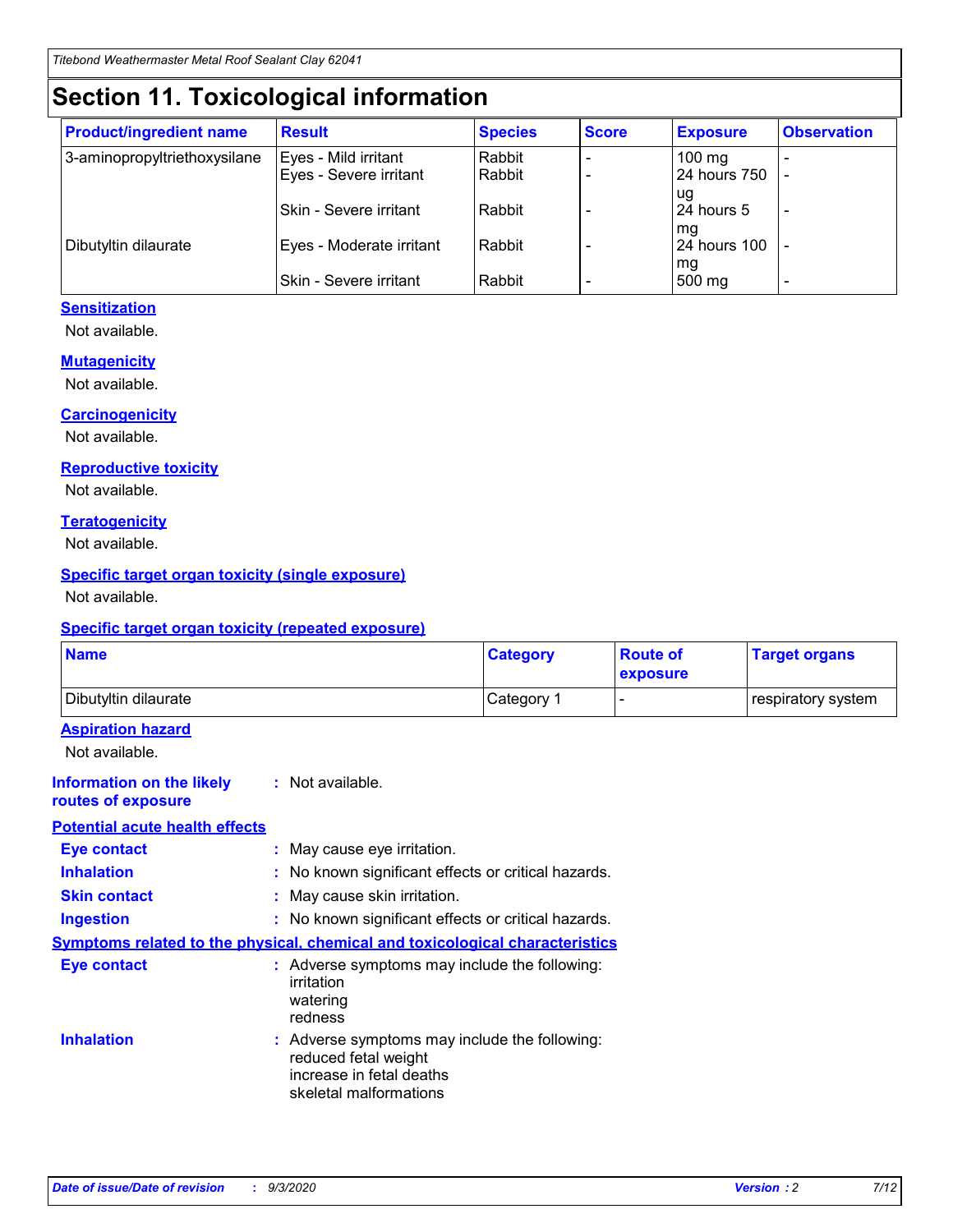# Section 11. Toxicological information

| Product/ingredient name | Result | Species | Score | Exposure | Observation |
|---|---|---|---|---|---|
| 3-aminopropyltriethoxysilane | Eyes - Mild irritant | Rabbit | - | 100 mg | - |
| | Eyes - Severe irritant | Rabbit | - | 24 hours 750 ug | - |
| | Skin - Severe irritant | Rabbit | - | 24 hours 5 mg | - |
| Dibutyltin dilaurate | Eyes - Moderate irritant | Rabbit | - | 24 hours 100 mg | - |
| | Skin - Severe irritant | Rabbit | - | 500 mg | - |

### Sensitization

Not available.

### Mutagenicity

Not available.

### Carcinogenicity

Not available.

### Reproductive toxicity

Not available.

### Teratogenicity

Not available.

### Specific target organ toxicity (single exposure)

Not available.

### Specific target organ toxicity (repeated exposure)

| Name | Category | Route of exposure | Target organs |
|---|---|---|---|
| Dibutyltin dilaurate | Category 1 | - | respiratory system |

### Aspiration hazard

Not available.

**Information on the likely routes of exposure** : Not available.

### Potential acute health effects

**Eye contact** : May cause eye irritation.

**Inhalation** : No known significant effects or critical hazards.

**Skin contact** : May cause skin irritation.

**Ingestion** : No known significant effects or critical hazards.

### Symptoms related to the physical, chemical and toxicological characteristics

**Eye contact** : Adverse symptoms may include the following:
irritation
watering
redness

**Inhalation** : Adverse symptoms may include the following:
reduced fetal weight
increase in fetal deaths
skeletal malformations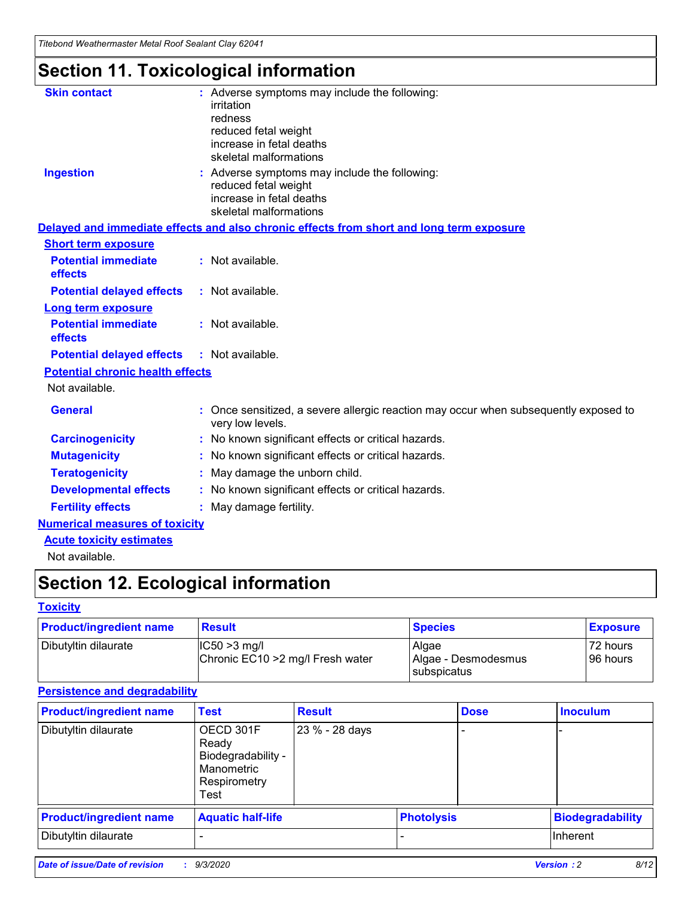# Section 11. Toxicological information

**Skin contact** : Adverse symptoms may include the following:
irritation
redness
reduced fetal weight
increase in fetal deaths
skeletal malformations

**Ingestion** : Adverse symptoms may include the following:
reduced fetal weight
increase in fetal deaths
skeletal malformations

**Delayed and immediate effects and also chronic effects from short and long term exposure**

**Short term exposure**

**Potential immediate effects** : Not available.

**Potential delayed effects** : Not available.

**Long term exposure**

**Potential immediate effects** : Not available.

**Potential delayed effects** : Not available.

**Potential chronic health effects**

Not available.

**General** : Once sensitized, a severe allergic reaction may occur when subsequently exposed to very low levels.

**Carcinogenicity** : No known significant effects or critical hazards.

**Mutagenicity** : No known significant effects or critical hazards.

**Teratogenicity** : May damage the unborn child.

**Developmental effects** : No known significant effects or critical hazards.

**Fertility effects** : May damage fertility.

**Numerical measures of toxicity**

**Acute toxicity estimates**

Not available.

# Section 12. Ecological information

**Toxicity**

| Product/ingredient name | Result | Species | Exposure |
|---|---|---|---|
| Dibutyltin dilaurate | IC50 >3 mg/l<br>Chronic EC10 >2 mg/l Fresh water | Algae<br>Algae - Desmodesmus subspicatus | 72 hours<br>96 hours |

**Persistence and degradability**

| Product/ingredient name | Test | Result | Dose | Inoculum |
|---|---|---|---|---|
| Dibutyltin dilaurate | OECD 301F Ready Biodegradability - Manometric Respirometry Test | 23 % - 28 days | - | - |

| Product/ingredient name | Aquatic half-life | Photolysis | Biodegradability |
|---|---|---|---|
| Dibutyltin dilaurate | - | - | Inherent |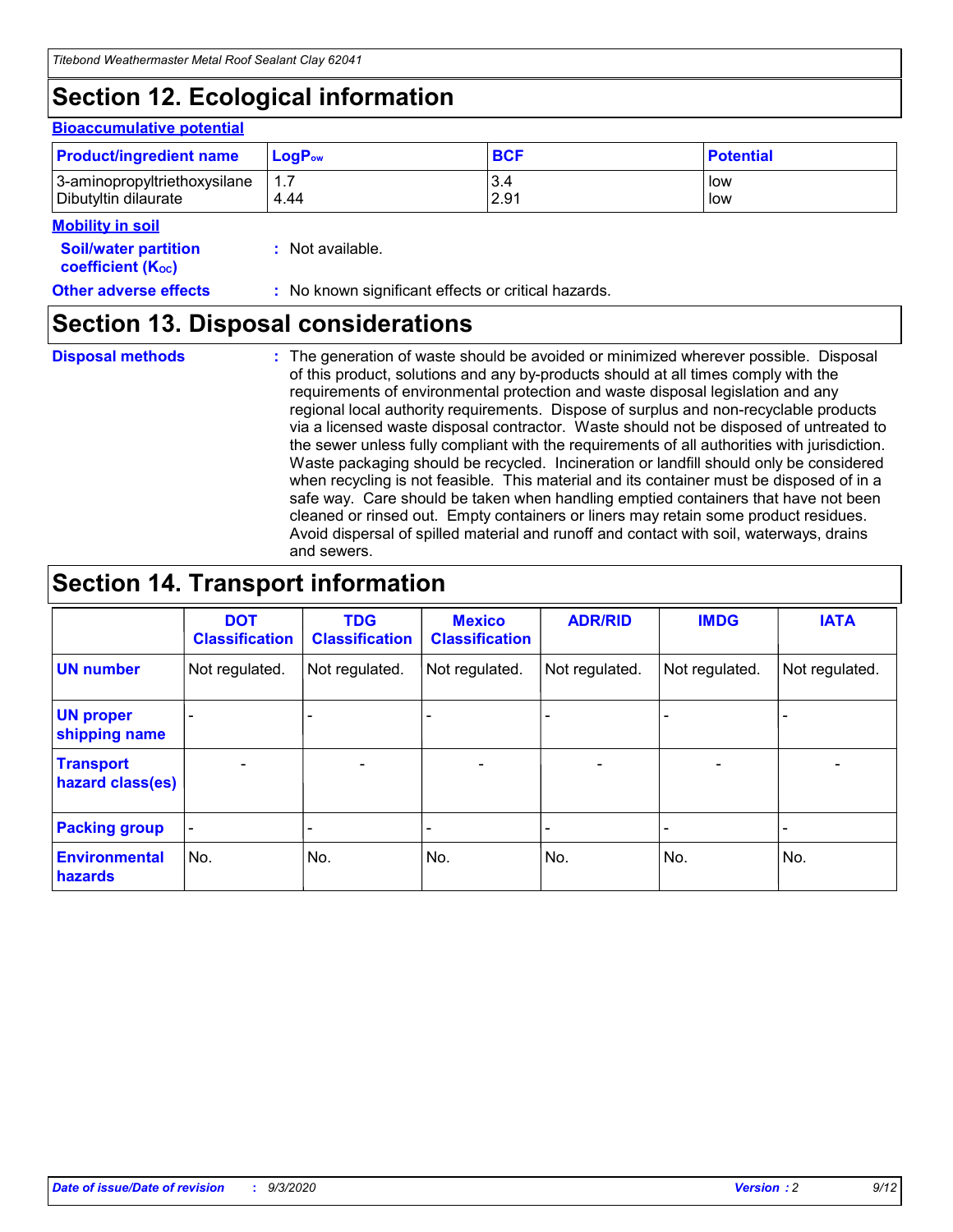# Section 12. Ecological information

**Bioaccumulative potential**

| Product/ingredient name | $LogP_{ow}$ | BCF | Potential |
|---|---|---|---|
| 3-aminopropyltriethoxysilane | 1.7 | 3.4 | low |
| Dibutyltin dilaurate | 4.44 | 2.91 | low |

**Mobility in soil**

**Soil/water partition coefficient ($K_{OC}$)** : Not available.

**Other adverse effects** : No known significant effects or critical hazards.

# Section 13. Disposal considerations

**Disposal methods** : The generation of waste should be avoided or minimized wherever possible. Disposal of this product, solutions and any by-products should at all times comply with the requirements of environmental protection and waste disposal legislation and any regional local authority requirements. Dispose of surplus and non-recyclable products via a licensed waste disposal contractor. Waste should not be disposed of untreated to the sewer unless fully compliant with the requirements of all authorities with jurisdiction. Waste packaging should be recycled. Incineration or landfill should only be considered when recycling is not feasible. This material and its container must be disposed of in a safe way. Care should be taken when handling emptied containers that have not been cleaned or rinsed out. Empty containers or liners may retain some product residues. Avoid dispersal of spilled material and runoff and contact with soil, waterways, drains and sewers.

# Section 14. Transport information

| | DOT Classification | TDG Classification | Mexico Classification | ADR/RID | IMDG | IATA |
|---|---|---|---|---|---|---|
| UN number | Not regulated. | Not regulated. | Not regulated. | Not regulated. | Not regulated. | Not regulated. |
| UN proper shipping name | - | - | - | - | - | - |
| Transport hazard class(es) | - | - | - | - | - | - |
| Packing group | - | - | - | - | - | - |
| Environmental hazards | No. | No. | No. | No. | No. | No. |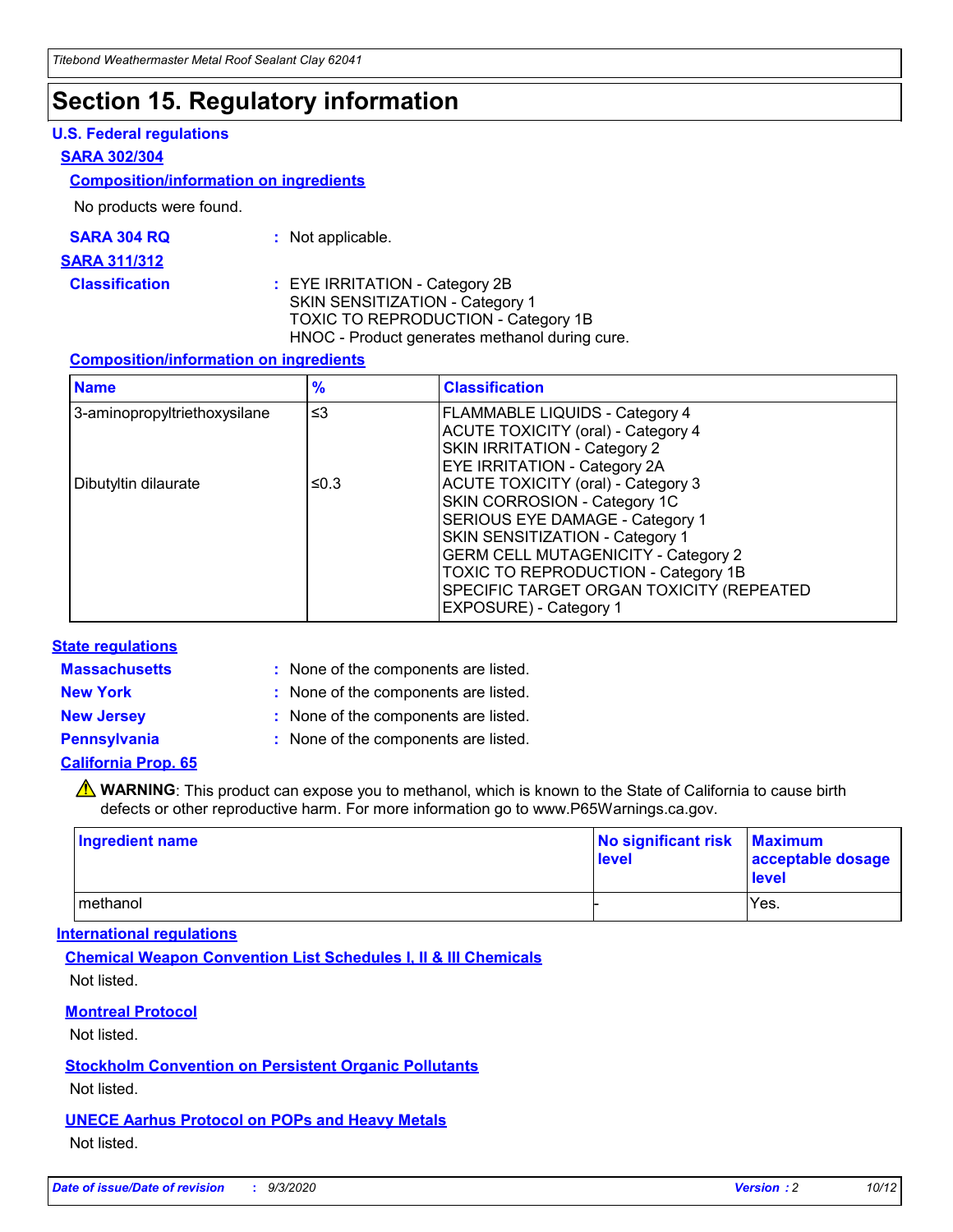# Section 15. Regulatory information

## U.S. Federal regulations

### SARA 302/304

#### Composition/information on ingredients

No products were found.

**SARA 304 RQ** : Not applicable.

### SARA 311/312

**Classification** : EYE IRRITATION - Category 2B
SKIN SENSITIZATION - Category 1
TOXIC TO REPRODUCTION - Category 1B
HNOC - Product generates methanol during cure.

#### Composition/information on ingredients

| Name | % | Classification |
|---|---|---|
| 3-aminopropyltriethoxysilane | ≤3 | FLAMMABLE LIQUIDS - Category 4<br>ACUTE TOXICITY (oral) - Category 4<br>SKIN IRRITATION - Category 2<br>EYE IRRITATION - Category 2A |
| Dibutyltin dilaurate | ≤0.3 | ACUTE TOXICITY (oral) - Category 3<br>SKIN CORROSION - Category 1C<br>SERIOUS EYE DAMAGE - Category 1<br>SKIN SENSITIZATION - Category 1<br>GERM CELL MUTAGENICITY - Category 2<br>TOXIC TO REPRODUCTION - Category 1B<br>SPECIFIC TARGET ORGAN TOXICITY (REPEATED EXPOSURE) - Category 1 |

## State regulations

**Massachusetts** : None of the components are listed.

**New York** : None of the components are listed.

**New Jersey** : None of the components are listed.

**Pennsylvania** : None of the components are listed.

### California Prop. 65

⚠ **WARNING**: This product can expose you to methanol, which is known to the State of California to cause birth defects or other reproductive harm. For more information go to www.P65Warnings.ca.gov.

| Ingredient name | No significant risk level | Maximum acceptable dosage level |
|---|---|---|
| methanol | - | Yes. |

## International regulations

### Chemical Weapon Convention List Schedules I, II & III Chemicals

Not listed.

### Montreal Protocol

Not listed.

### Stockholm Convention on Persistent Organic Pollutants

Not listed.

### UNECE Aarhus Protocol on POPs and Heavy Metals

Not listed.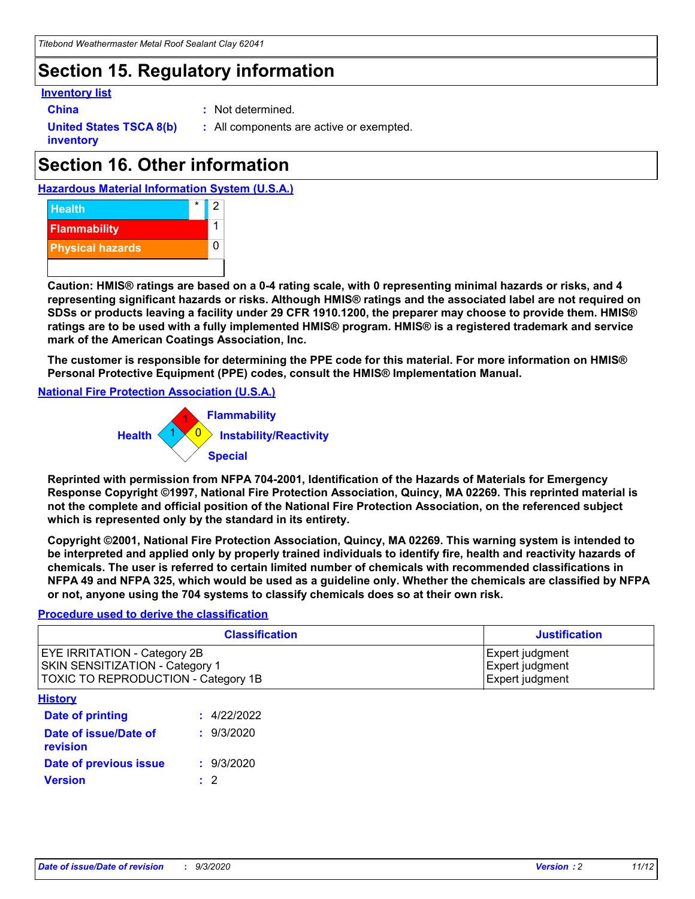## Section 15. Regulatory information

**Inventory list**

**China** : Not determined.

**United States TSCA 8(b) inventory** : All components are active or exempted.

## Section 16. Other information

**Hazardous Material Information System (U.S.A.)**

| | | |
|---|---|---|
| Health | * | 2 |
| Flammability | | 1 |
| Physical hazards | | 0 |
| | | |

**Caution: HMIS® ratings are based on a 0-4 rating scale, with 0 representing minimal hazards or risks, and 4 representing significant hazards or risks. Although HMIS® ratings and the associated label are not required on SDSs or products leaving a facility under 29 CFR 1910.1200, the preparer may choose to provide them. HMIS® ratings are to be used with a fully implemented HMIS® program. HMIS® is a registered trademark and service mark of the American Coatings Association, Inc.**

**The customer is responsible for determining the PPE code for this material. For more information on HMIS® Personal Protective Equipment (PPE) codes, consult the HMIS® Implementation Manual.**

**National Fire Protection Association (U.S.A.)**

Flammability: 1
Health: 1
Instability/Reactivity: 0
Special:

**Reprinted with permission from NFPA 704-2001, Identification of the Hazards of Materials for Emergency Response Copyright ©1997, National Fire Protection Association, Quincy, MA 02269. This reprinted material is not the complete and official position of the National Fire Protection Association, on the referenced subject which is represented only by the standard in its entirety.**

**Copyright ©2001, National Fire Protection Association, Quincy, MA 02269. This warning system is intended to be interpreted and applied only by properly trained individuals to identify fire, health and reactivity hazards of chemicals. The user is referred to certain limited number of chemicals with recommended classifications in NFPA 49 and NFPA 325, which would be used as a guideline only. Whether the chemicals are classified by NFPA or not, anyone using the 704 systems to classify chemicals does so at their own risk.**

**Procedure used to derive the classification**

| Classification | Justification |
|---|---|
| EYE IRRITATION - Category 2B | Expert judgment |
| SKIN SENSITIZATION - Category 1 | Expert judgment |
| TOXIC TO REPRODUCTION - Category 1B | Expert judgment |

**History**

**Date of printing** : 4/22/2022

**Date of issue/Date of revision** : 9/3/2020

**Date of previous issue** : 9/3/2020

**Version** : 2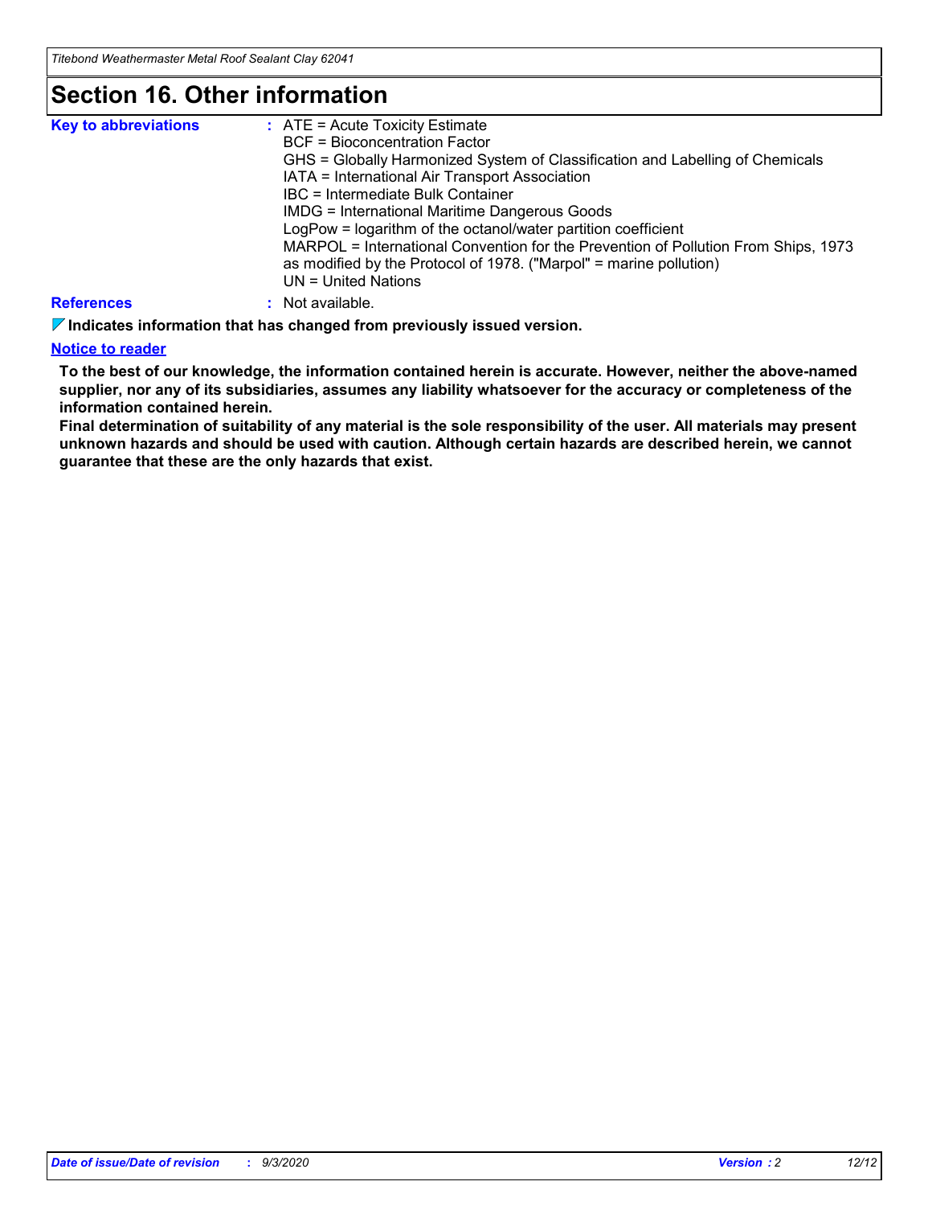# Section 16. Other information

**Key to abbreviations** : ATE = Acute Toxicity Estimate
BCF = Bioconcentration Factor
GHS = Globally Harmonized System of Classification and Labelling of Chemicals
IATA = International Air Transport Association
IBC = Intermediate Bulk Container
IMDG = International Maritime Dangerous Goods
LogPow = logarithm of the octanol/water partition coefficient
MARPOL = International Convention for the Prevention of Pollution From Ships, 1973 as modified by the Protocol of 1978. ("Marpol" = marine pollution)
UN = United Nations

**References** : Not available.

**Indicates information that has changed from previously issued version.**

**Notice to reader**

**To the best of our knowledge, the information contained herein is accurate. However, neither the above-named supplier, nor any of its subsidiaries, assumes any liability whatsoever for the accuracy or completeness of the information contained herein.**

**Final determination of suitability of any material is the sole responsibility of the user. All materials may present unknown hazards and should be used with caution. Although certain hazards are described herein, we cannot guarantee that these are the only hazards that exist.**